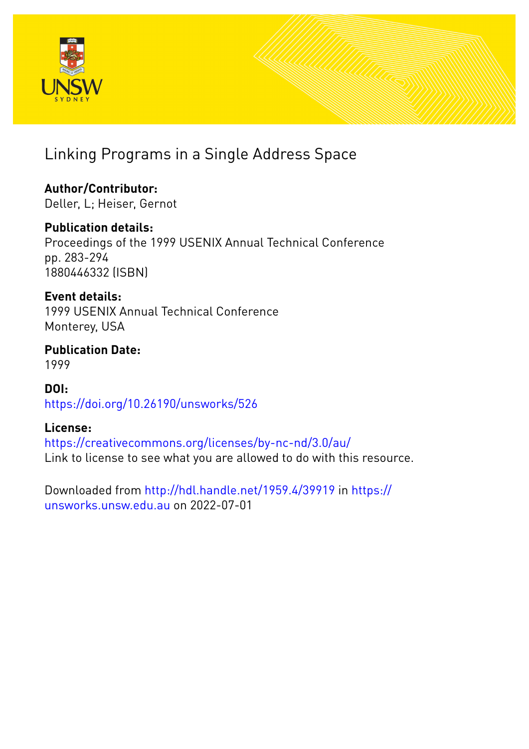# Linking Programs in a Single Address Space

**Author/Contributor:**
Deller, L; Heiser, Gernot

**Publication details:**
Proceedings of the 1999 USENIX Annual Technical Conference
pp. 283-294
1880446332 (ISBN)

**Event details:**
1999 USENIX Annual Technical Conference
Monterey, USA

**Publication Date:**
1999

**DOI:**
https://doi.org/10.26190/unsworks/526

**License:**
https://creativecommons.org/licenses/by-nc-nd/3.0/au/
Link to license to see what you are allowed to do with this resource.

Downloaded from http://hdl.handle.net/1959.4/39919 in https://unsworks.unsw.edu.au on 2022-07-01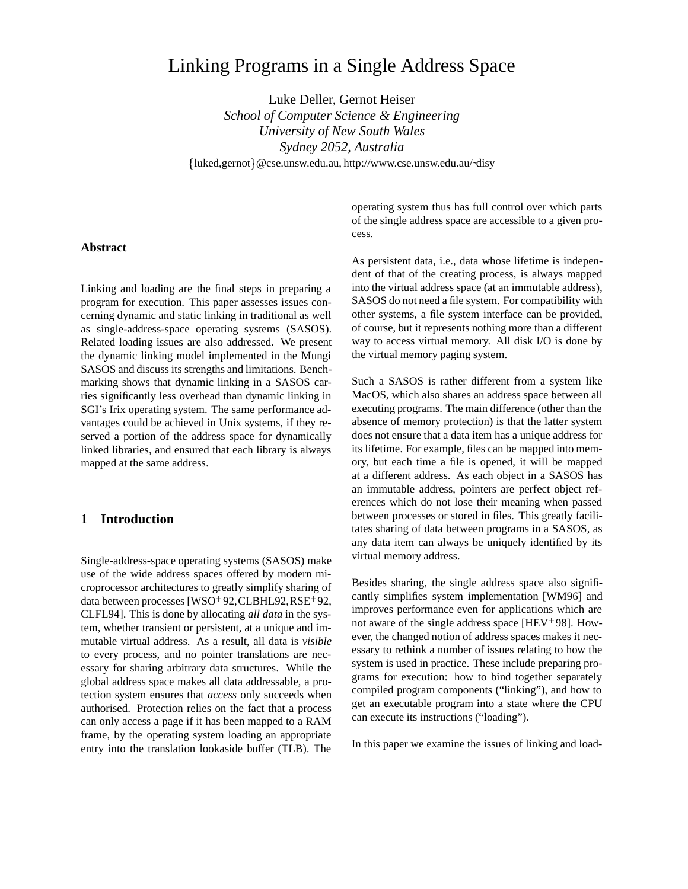# Linking Programs in a Single Address Space

Luke Deller, Gernot Heiser
*School of Computer Science & Engineering*
*University of New South Wales*
*Sydney 2052, Australia*
{luked,gernot}@cse.unsw.edu.au, http://www.cse.unsw.edu.au/~disy

### Abstract

Linking and loading are the final steps in preparing a program for execution. This paper assesses issues concerning dynamic and static linking in traditional as well as single-address-space operating systems (SASOS). Related loading issues are also addressed. We present the dynamic linking model implemented in the Mungi SASOS and discuss its strengths and limitations. Benchmarking shows that dynamic linking in a SASOS carries significantly less overhead than dynamic linking in SGI's Irix operating system. The same performance advantages could be achieved in Unix systems, if they reserved a portion of the address space for dynamically linked libraries, and ensured that each library is always mapped at the same address.

## 1 Introduction

Single-address-space operating systems (SASOS) make use of the wide address spaces offered by modern microprocessor architectures to greatly simplify sharing of data between processes [WSO+92, CLBHL92, RSE+92, CLFL94]. This is done by allocating *all data* in the system, whether transient or persistent, at a unique and immutable virtual address. As a result, all data is *visible* to every process, and no pointer translations are necessary for sharing arbitrary data structures. While the global address space makes all data addressable, a protection system ensures that *access* only succeeds when authorised. Protection relies on the fact that a process can only access a page if it has been mapped to a RAM frame, by the operating system loading an appropriate entry into the translation lookaside buffer (TLB). The operating system thus has full control over which parts of the single address space are accessible to a given process.

As persistent data, i.e., data whose lifetime is independent of that of the creating process, is always mapped into the virtual address space (at an immutable address), SASOS do not need a file system. For compatibility with other systems, a file system interface can be provided, of course, but it represents nothing more than a different way to access virtual memory. All disk I/O is done by the virtual memory paging system.

Such a SASOS is rather different from a system like MacOS, which also shares an address space between all executing programs. The main difference (other than the absence of memory protection) is that the latter system does not ensure that a data item has a unique address for its lifetime. For example, files can be mapped into memory, but each time a file is opened, it will be mapped at a different address. As each object in a SASOS has an immutable address, pointers are perfect object references which do not lose their meaning when passed between processes or stored in files. This greatly facilitates sharing of data between programs in a SASOS, as any data item can always be uniquely identified by its virtual memory address.

Besides sharing, the single address space also significantly simplifies system implementation [WM96] and improves performance even for applications which are not aware of the single address space [HEV+98]. However, the changed notion of address spaces makes it necessary to rethink a number of issues relating to how the system is used in practice. These include preparing programs for execution: how to bind together separately compiled program components ("linking"), and how to get an executable program into a state where the CPU can execute its instructions ("loading").

In this paper we examine the issues of linking and load-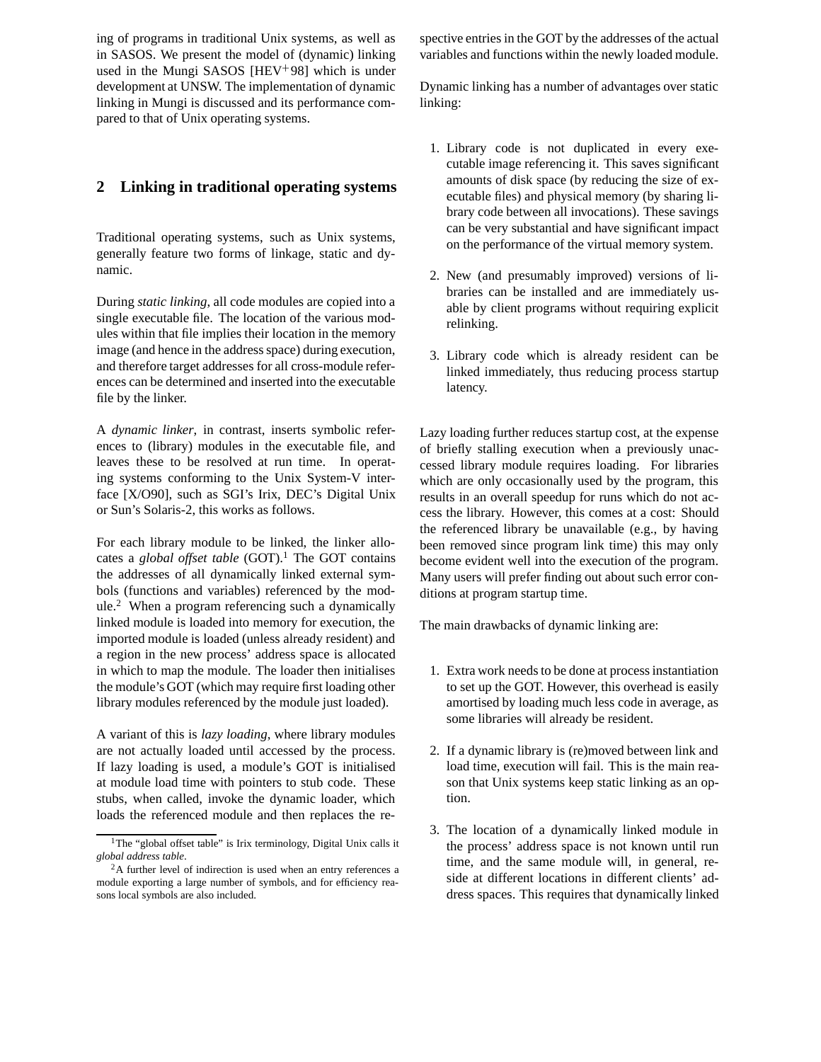ing of programs in traditional Unix systems, as well as in SASOS. We present the model of (dynamic) linking used in the Mungi SASOS [HEV+98] which is under development at UNSW. The implementation of dynamic linking in Mungi is discussed and its performance compared to that of Unix operating systems.

## 2 Linking in traditional operating systems

Traditional operating systems, such as Unix systems, generally feature two forms of linkage, static and dynamic.

During *static linking*, all code modules are copied into a single executable file. The location of the various modules within that file implies their location in the memory image (and hence in the address space) during execution, and therefore target addresses for all cross-module references can be determined and inserted into the executable file by the linker.

A *dynamic linker*, in contrast, inserts symbolic references to (library) modules in the executable file, and leaves these to be resolved at run time. In operating systems conforming to the Unix System-V interface [X/O90], such as SGI's Irix, DEC's Digital Unix or Sun's Solaris-2, this works as follows.

For each library module to be linked, the linker allocates a *global offset table* (GOT).[1] The GOT contains the addresses of all dynamically linked external symbols (functions and variables) referenced by the module.[2] When a program referencing such a dynamically linked module is loaded into memory for execution, the imported module is loaded (unless already resident) and a region in the new process' address space is allocated in which to map the module. The loader then initialises the module's GOT (which may require first loading other library modules referenced by the module just loaded).

A variant of this is *lazy loading*, where library modules are not actually loaded until accessed by the process. If lazy loading is used, a module's GOT is initialised at module load time with pointers to stub code. These stubs, when called, invoke the dynamic loader, which loads the referenced module and then replaces the respective entries in the GOT by the addresses of the actual variables and functions within the newly loaded module.

Dynamic linking has a number of advantages over static linking:

1. Library code is not duplicated in every executable image referencing it. This saves significant amounts of disk space (by reducing the size of executable files) and physical memory (by sharing library code between all invocations). These savings can be very substantial and have significant impact on the performance of the virtual memory system.
2. New (and presumably improved) versions of libraries can be installed and are immediately usable by client programs without requiring explicit relinking.
3. Library code which is already resident can be linked immediately, thus reducing process startup latency.

Lazy loading further reduces startup cost, at the expense of briefly stalling execution when a previously unaccessed library module requires loading. For libraries which are only occasionally used by the program, this results in an overall speedup for runs which do not access the library. However, this comes at a cost: Should the referenced library be unavailable (e.g., by having been removed since program link time) this may only become evident well into the execution of the program. Many users will prefer finding out about such error conditions at program startup time.

The main drawbacks of dynamic linking are:

1. Extra work needs to be done at process instantiation to set up the GOT. However, this overhead is easily amortised by loading much less code in average, as some libraries will already be resident.
2. If a dynamic library is (re)moved between link and load time, execution will fail. This is the main reason that Unix systems keep static linking as an option.
3. The location of a dynamically linked module in the process' address space is not known until run time, and the same module will, in general, reside at different locations in different clients' address spaces. This requires that dynamically linked

[1] The "global offset table" is Irix terminology, Digital Unix calls it *global address table*.

[2] A further level of indirection is used when an entry references a module exporting a large number of symbols, and for efficiency reasons local symbols are also included.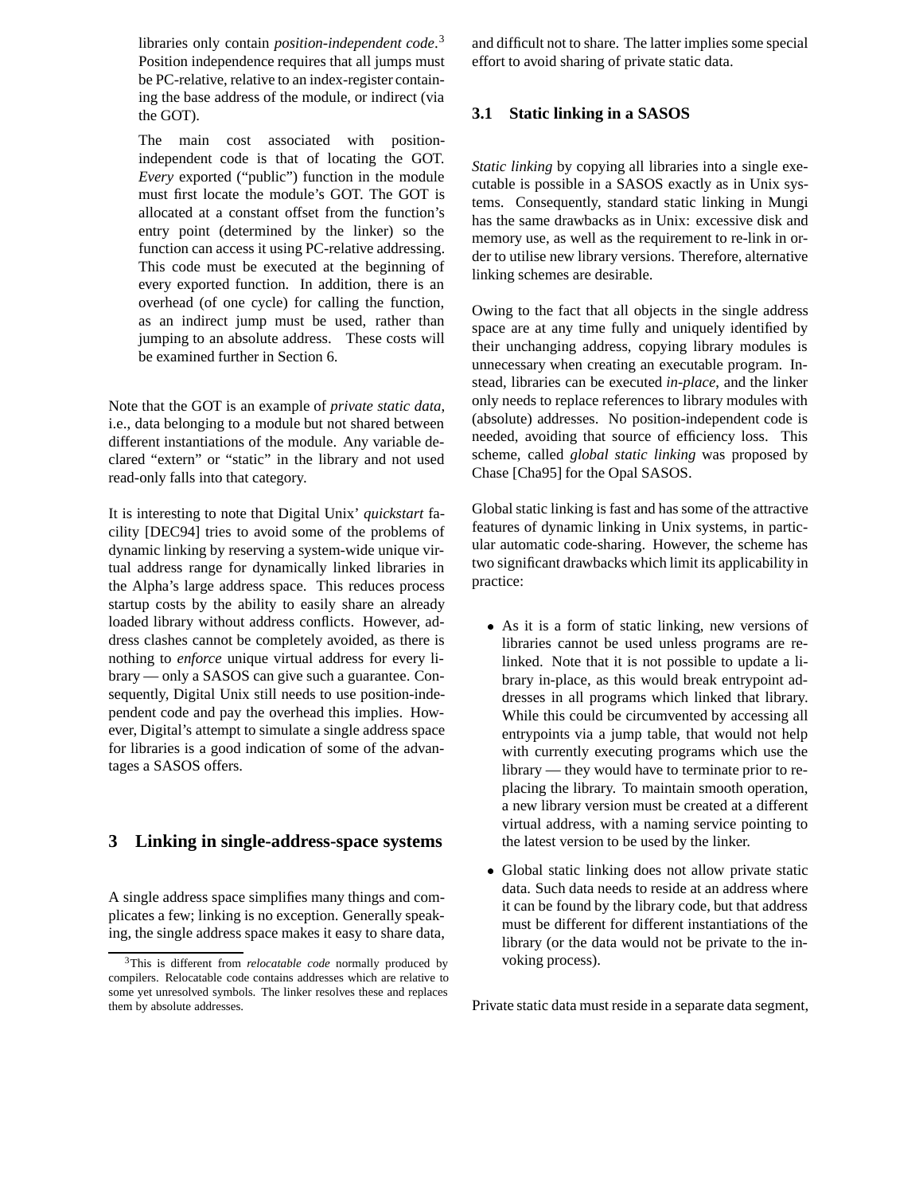libraries only contain *position-independent code*.[3] Position independence requires that all jumps must be PC-relative, relative to an index-register containing the base address of the module, or indirect (via the GOT).

The main cost associated with position-independent code is that of locating the GOT. *Every* exported ("public") function in the module must first locate the module's GOT. The GOT is allocated at a constant offset from the function's entry point (determined by the linker) so the function can access it using PC-relative addressing. This code must be executed at the beginning of every exported function. In addition, there is an overhead (of one cycle) for calling the function, as an indirect jump must be used, rather than jumping to an absolute address. These costs will be examined further in Section 6.

Note that the GOT is an example of *private static data*, i.e., data belonging to a module but not shared between different instantiations of the module. Any variable declared "extern" or "static" in the library and not used read-only falls into that category.

It is interesting to note that Digital Unix' *quickstart* facility [DEC94] tries to avoid some of the problems of dynamic linking by reserving a system-wide unique virtual address range for dynamically linked libraries in the Alpha's large address space. This reduces process startup costs by the ability to easily share an already loaded library without address conflicts. However, address clashes cannot be completely avoided, as there is nothing to *enforce* unique virtual address for every library — only a SASOS can give such a guarantee. Consequently, Digital Unix still needs to use position-independent code and pay the overhead this implies. However, Digital's attempt to simulate a single address space for libraries is a good indication of some of the advantages a SASOS offers.

# 3 Linking in single-address-space systems

A single address space simplifies many things and complicates a few; linking is no exception. Generally speaking, the single address space makes it easy to share data, and difficult not to share. The latter implies some special effort to avoid sharing of private static data.

[3] This is different from *relocatable code* normally produced by compilers. Relocatable code contains addresses which are relative to some yet unresolved symbols. The linker resolves these and replaces them by absolute addresses.

## 3.1 Static linking in a SASOS

*Static linking* by copying all libraries into a single executable is possible in a SASOS exactly as in Unix systems. Consequently, standard static linking in Mungi has the same drawbacks as in Unix: excessive disk and memory use, as well as the requirement to re-link in order to utilise new library versions. Therefore, alternative linking schemes are desirable.

Owing to the fact that all objects in the single address space are at any time fully and uniquely identified by their unchanging address, copying library modules is unnecessary when creating an executable program. Instead, libraries can be executed *in-place*, and the linker only needs to replace references to library modules with (absolute) addresses. No position-independent code is needed, avoiding that source of efficiency loss. This scheme, called *global static linking* was proposed by Chase [Cha95] for the Opal SASOS.

Global static linking is fast and has some of the attractive features of dynamic linking in Unix systems, in particular automatic code-sharing. However, the scheme has two significant drawbacks which limit its applicability in practice:

- As it is a form of static linking, new versions of libraries cannot be used unless programs are relinked. Note that it is not possible to update a library in-place, as this would break entrypoint addresses in all programs which linked that library. While this could be circumvented by accessing all entrypoints via a jump table, that would not help with currently executing programs which use the library — they would have to terminate prior to replacing the library. To maintain smooth operation, a new library version must be created at a different virtual address, with a naming service pointing to the latest version to be used by the linker.
- Global static linking does not allow private static data. Such data needs to reside at an address where it can be found by the library code, but that address must be different for different instantiations of the library (or the data would not be private to the invoking process).

Private static data must reside in a separate data segment,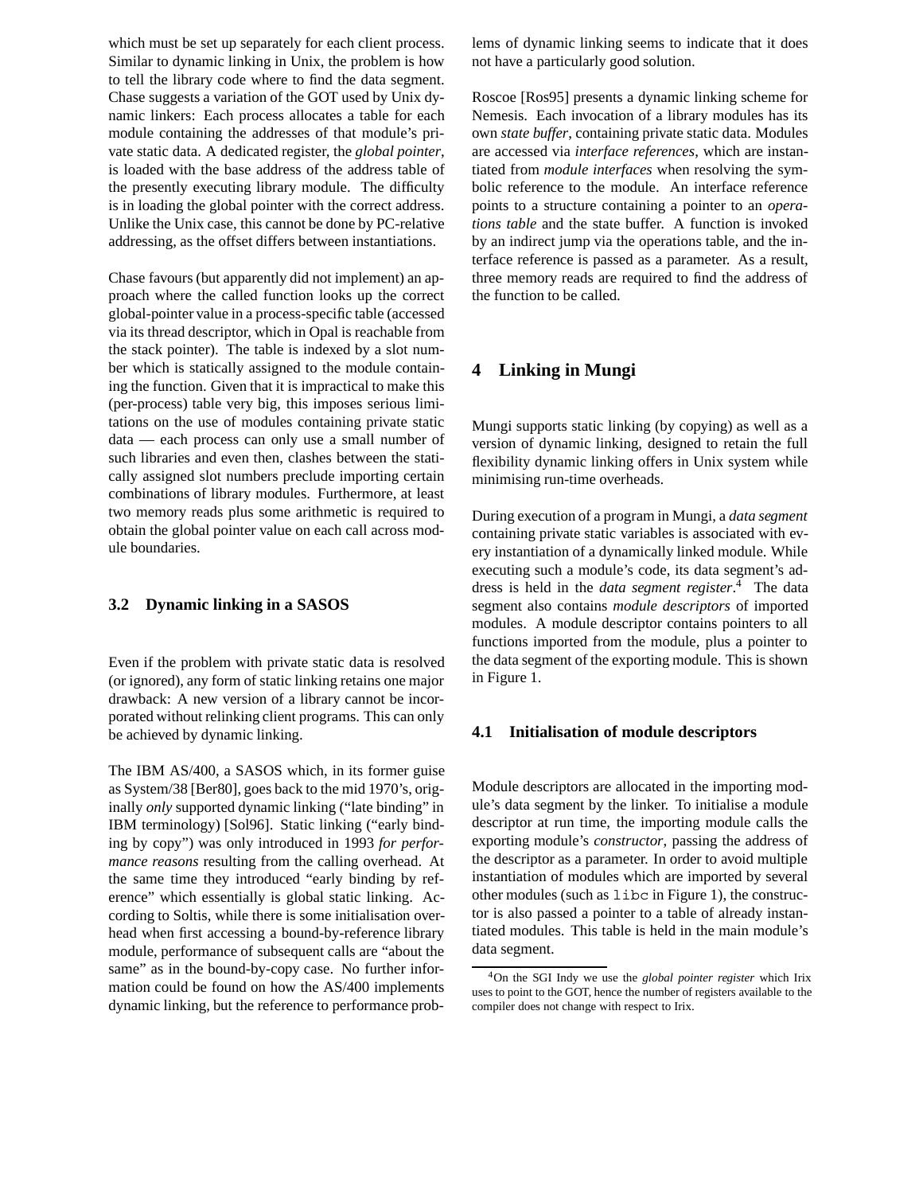which must be set up separately for each client process. Similar to dynamic linking in Unix, the problem is how to tell the library code where to find the data segment. Chase suggests a variation of the GOT used by Unix dynamic linkers: Each process allocates a table for each module containing the addresses of that module's private static data. A dedicated register, the *global pointer*, is loaded with the base address of the address table of the presently executing library module. The difficulty is in loading the global pointer with the correct address. Unlike the Unix case, this cannot be done by PC-relative addressing, as the offset differs between instantiations.

Chase favours (but apparently did not implement) an approach where the called function looks up the correct global-pointer value in a process-specific table (accessed via its thread descriptor, which in Opal is reachable from the stack pointer). The table is indexed by a slot number which is statically assigned to the module containing the function. Given that it is impractical to make this (per-process) table very big, this imposes serious limitations on the use of modules containing private static data — each process can only use a small number of such libraries and even then, clashes between the statically assigned slot numbers preclude importing certain combinations of library modules. Furthermore, at least two memory reads plus some arithmetic is required to obtain the global pointer value on each call across module boundaries.

### 3.2 Dynamic linking in a SASOS

Even if the problem with private static data is resolved (or ignored), any form of static linking retains one major drawback: A new version of a library cannot be incorporated without relinking client programs. This can only be achieved by dynamic linking.

The IBM AS/400, a SASOS which, in its former guise as System/38 [Ber80], goes back to the mid 1970's, originally *only* supported dynamic linking ("late binding" in IBM terminology) [Sol96]. Static linking ("early binding by copy") was only introduced in 1993 *for performance reasons* resulting from the calling overhead. At the same time they introduced "early binding by reference" which essentially is global static linking. According to Soltis, while there is some initialisation overhead when first accessing a bound-by-reference library module, performance of subsequent calls are "about the same" as in the bound-by-copy case. No further information could be found on how the AS/400 implements dynamic linking, but the reference to performance problems of dynamic linking seems to indicate that it does not have a particularly good solution.

Roscoe [Ros95] presents a dynamic linking scheme for Nemesis. Each invocation of a library modules has its own *state buffer*, containing private static data. Modules are accessed via *interface references*, which are instantiated from *module interfaces* when resolving the symbolic reference to the module. An interface reference points to a structure containing a pointer to an *operations table* and the state buffer. A function is invoked by an indirect jump via the operations table, and the interface reference is passed as a parameter. As a result, three memory reads are required to find the address of the function to be called.

## 4 Linking in Mungi

Mungi supports static linking (by copying) as well as a version of dynamic linking, designed to retain the full flexibility dynamic linking offers in Unix system while minimising run-time overheads.

During execution of a program in Mungi, a *data segment* containing private static variables is associated with every instantiation of a dynamically linked module. While executing such a module's code, its data segment's address is held in the *data segment register*.[4] The data segment also contains *module descriptors* of imported modules. A module descriptor contains pointers to all functions imported from the module, plus a pointer to the data segment of the exporting module. This is shown in Figure 1.

### 4.1 Initialisation of module descriptors

Module descriptors are allocated in the importing module's data segment by the linker. To initialise a module descriptor at run time, the importing module calls the exporting module's *constructor*, passing the address of the descriptor as a parameter. In order to avoid multiple instantiation of modules which are imported by several other modules (such as `libc` in Figure 1), the constructor is also passed a pointer to a table of already instantiated modules. This table is held in the main module's data segment.

[4] On the SGI Indy we use the *global pointer register* which Irix uses to point to the GOT, hence the number of registers available to the compiler does not change with respect to Irix.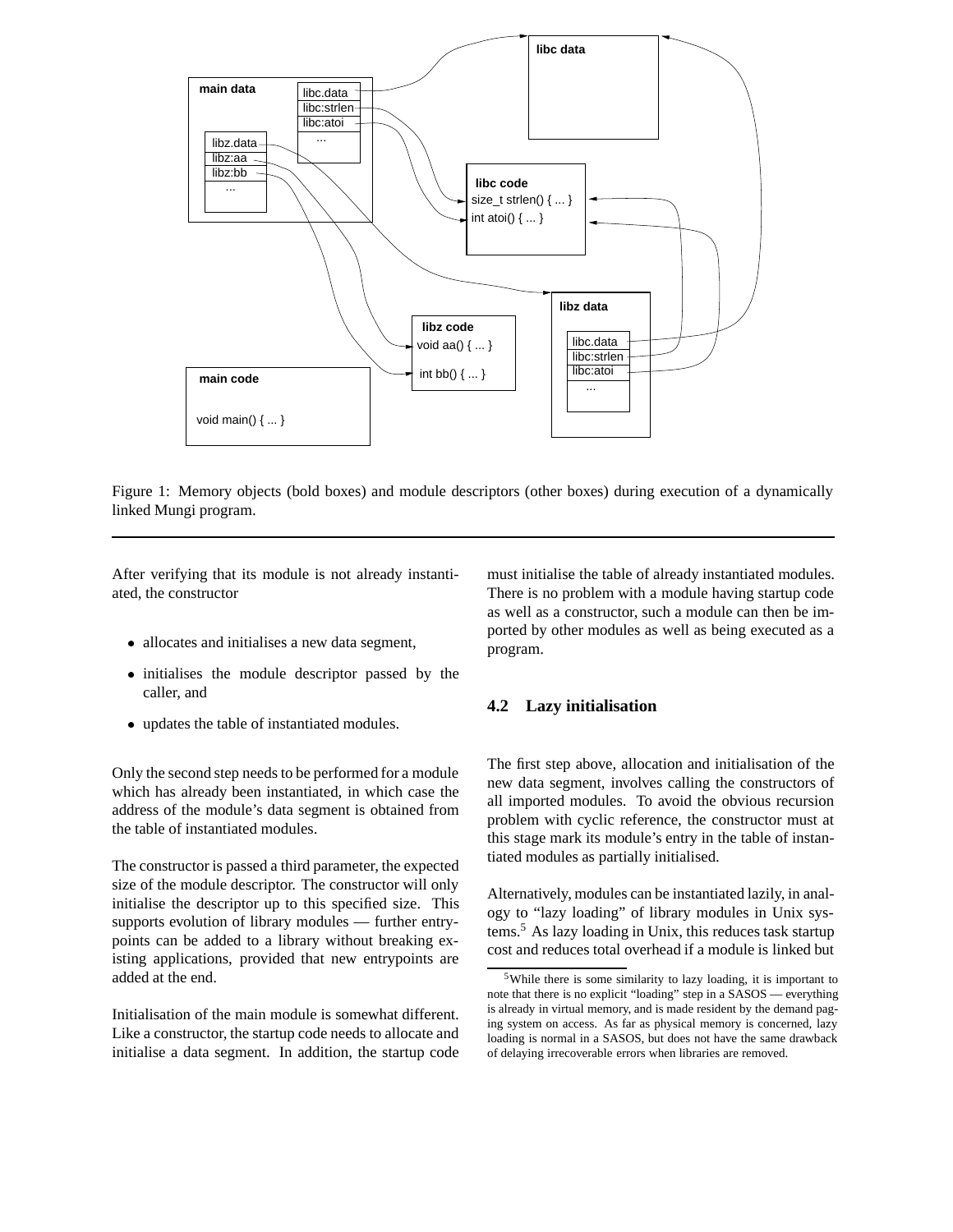Figure 1: Memory objects (bold boxes) and module descriptors (other boxes) during execution of a dynamically linked Mungi program.

After verifying that its module is not already instantiated, the constructor

- allocates and initialises a new data segment,
- initialises the module descriptor passed by the caller, and
- updates the table of instantiated modules.

Only the second step needs to be performed for a module which has already been instantiated, in which case the address of the module's data segment is obtained from the table of instantiated modules.

The constructor is passed a third parameter, the expected size of the module descriptor. The constructor will only initialise the descriptor up to this specified size. This supports evolution of library modules — further entrypoints can be added to a library without breaking existing applications, provided that new entrypoints are added at the end.

Initialisation of the main module is somewhat different. Like a constructor, the startup code needs to allocate and initialise a data segment. In addition, the startup code must initialise the table of already instantiated modules. There is no problem with a module having startup code as well as a constructor, such a module can then be imported by other modules as well as being executed as a program.

### 4.2 Lazy initialisation

The first step above, allocation and initialisation of the new data segment, involves calling the constructors of all imported modules. To avoid the obvious recursion problem with cyclic reference, the constructor must at this stage mark its module's entry in the table of instantiated modules as partially initialised.

Alternatively, modules can be instantiated lazily, in analogy to "lazy loading" of library modules in Unix systems.[5] As lazy loading in Unix, this reduces task startup cost and reduces total overhead if a module is linked but

[5] While there is some similarity to lazy loading, it is important to note that there is no explicit "loading" step in a SASOS — everything is already in virtual memory, and is made resident by the demand paging system on access. As far as physical memory is concerned, lazy loading is normal in a SASOS, but does not have the same drawback of delaying irrecoverable errors when libraries are removed.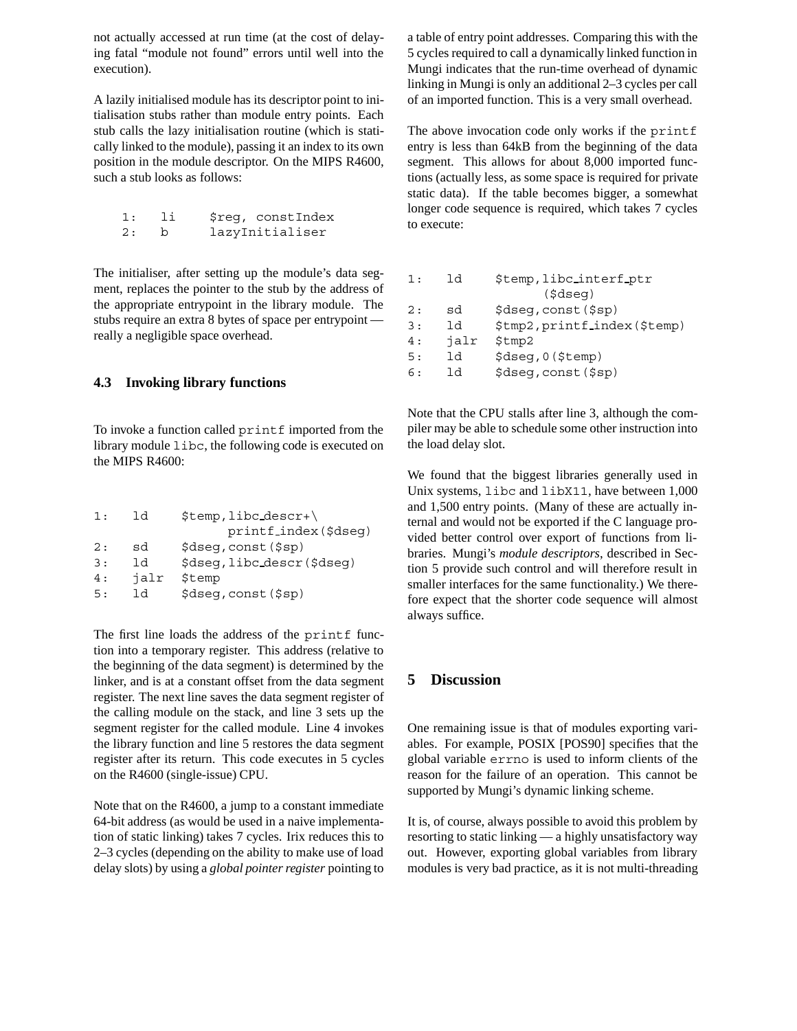not actually accessed at run time (at the cost of delaying fatal "module not found" errors until well into the execution).

A lazily initialised module has its descriptor point to initialisation stubs rather than module entry points. Each stub calls the lazy initialisation routine (which is statically linked to the module), passing it an index to its own position in the module descriptor. On the MIPS R4600, such a stub looks as follows:

```
1:   li     $reg, constIndex
2:   b      lazyInitialiser
```

The initialiser, after setting up the module's data segment, replaces the pointer to the stub by the address of the appropriate entrypoint in the library module. The stubs require an extra 8 bytes of space per entrypoint — really a negligible space overhead.

### 4.3 Invoking library functions

To invoke a function called `printf` imported from the library module `libc`, the following code is executed on the MIPS R4600:

```
1:   ld     $temp,libc_descr+\
                    printf_index($dseg)
2:   sd     $dseg,const($sp)
3:   ld     $dseg,libc_descr($dseg)
4:   jalr   $temp
5:   ld     $dseg,const($sp)
```

The first line loads the address of the `printf` function into a temporary register. This address (relative to the beginning of the data segment) is determined by the linker, and is at a constant offset from the data segment register. The next line saves the data segment register of the calling module on the stack, and line 3 sets up the segment register for the called module. Line 4 invokes the library function and line 5 restores the data segment register after its return. This code executes in 5 cycles on the R4600 (single-issue) CPU.

Note that on the R4600, a jump to a constant immediate 64-bit address (as would be used in a naive implementation of static linking) takes 7 cycles. Irix reduces this to 2–3 cycles (depending on the ability to make use of load delay slots) by using a *global pointer register* pointing to a table of entry point addresses. Comparing this with the 5 cycles required to call a dynamically linked function in Mungi indicates that the run-time overhead of dynamic linking in Mungi is only an additional 2–3 cycles per call of an imported function. This is a very small overhead.

The above invocation code only works if the `printf` entry is less than 64kB from the beginning of the data segment. This allows for about 8,000 imported functions (actually less, as some space is required for private static data). If the table becomes bigger, a somewhat longer code sequence is required, which takes 7 cycles to execute:

```
1:   ld     $temp,libc_interf_ptr
                  ($dseg)
2:   sd     $dseg,const($sp)
3:   ld     $tmp2,printf_index($temp)
4:   jalr   $tmp2
5:   ld     $dseg,0($temp)
6:   ld     $dseg,const($sp)
```

Note that the CPU stalls after line 3, although the compiler may be able to schedule some other instruction into the load delay slot.

We found that the biggest libraries generally used in Unix systems, `libc` and `libX11`, have between 1,000 and 1,500 entry points. (Many of these are actually internal and would not be exported if the C language provided better control over export of functions from libraries. Mungi's *module descriptors*, described in Section 5 provide such control and will therefore result in smaller interfaces for the same functionality.) We therefore expect that the shorter code sequence will almost always suffice.

## 5 Discussion

One remaining issue is that of modules exporting variables. For example, POSIX [POS90] specifies that the global variable `errno` is used to inform clients of the reason for the failure of an operation. This cannot be supported by Mungi's dynamic linking scheme.

It is, of course, always possible to avoid this problem by resorting to static linking — a highly unsatisfactory way out. However, exporting global variables from library modules is very bad practice, as it is not multi-threading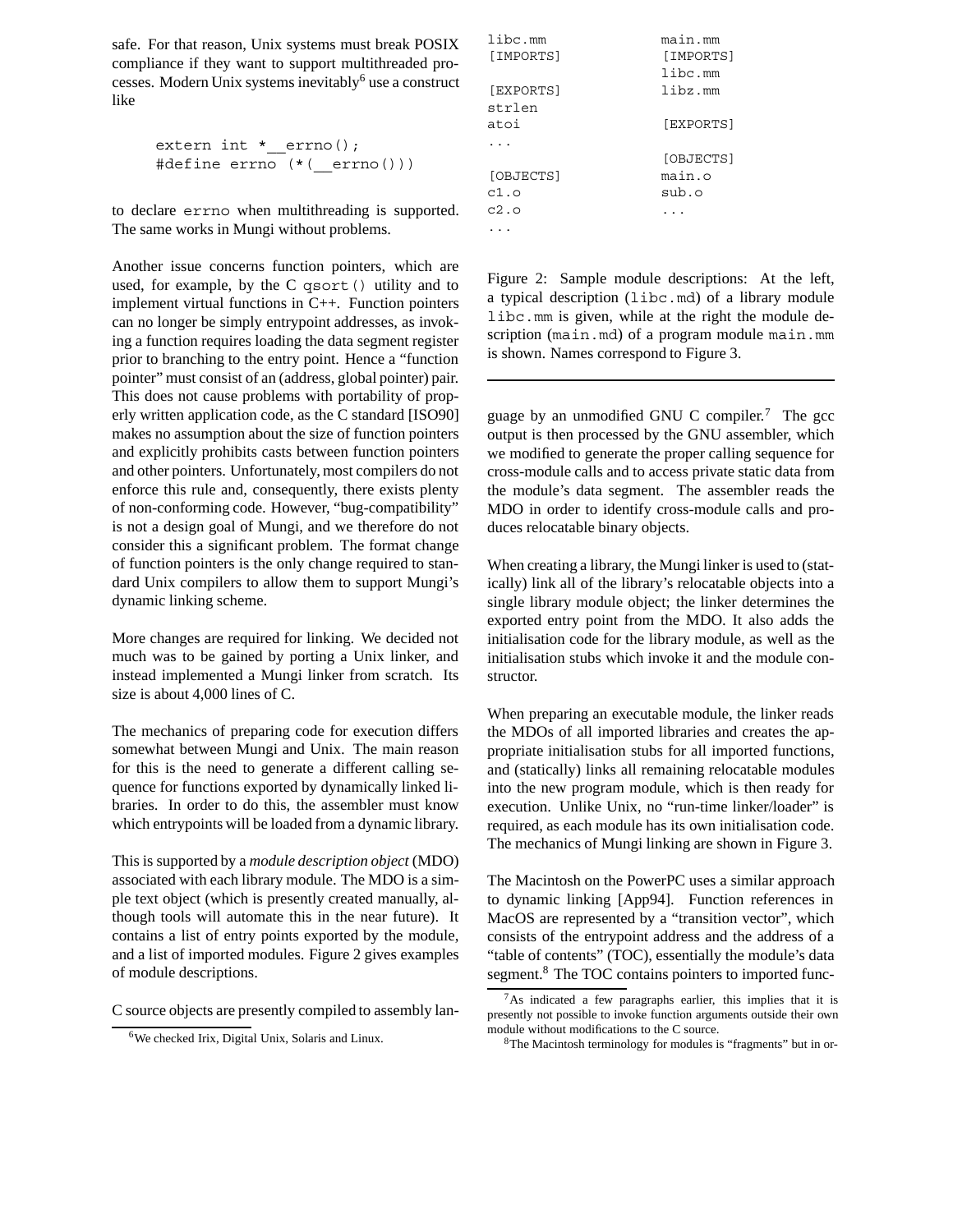safe. For that reason, Unix systems must break POSIX compliance if they want to support multithreaded processes. Modern Unix systems inevitably[6] use a construct like

```
extern int *__errno();
#define errno (*(__errno()))
```

to declare errno when multithreading is supported. The same works in Mungi without problems.

Another issue concerns function pointers, which are used, for example, by the C qsort() utility and to implement virtual functions in C++. Function pointers can no longer be simply entrypoint addresses, as invoking a function requires loading the data segment register prior to branching to the entry point. Hence a "function pointer" must consist of an (address, global pointer) pair. This does not cause problems with portability of properly written application code, as the C standard [ISO90] makes no assumption about the size of function pointers and explicitly prohibits casts between function pointers and other pointers. Unfortunately, most compilers do not enforce this rule and, consequently, there exists plenty of non-conforming code. However, "bug-compatibility" is not a design goal of Mungi, and we therefore do not consider this a significant problem. The format change of function pointers is the only change required to standard Unix compilers to allow them to support Mungi's dynamic linking scheme.

More changes are required for linking. We decided not much was to be gained by porting a Unix linker, and instead implemented a Mungi linker from scratch. Its size is about 4,000 lines of C.

The mechanics of preparing code for execution differs somewhat between Mungi and Unix. The main reason for this is the need to generate a different calling sequence for functions provided by dynamically linked libraries. In order to do this, the assembler must know which entrypoints will be loaded from a dynamic library.

This is supported by a *module description object* (MDO) associated with each library module. The MDO is a simple text object (which is presently created manually, although tools will automate this in the near future). It contains a list of entry points exported by the module, and a list of imported modules. Figure 2 gives examples of module descriptions.

```
libc.mm
[IMPORTS]

[EXPORTS]
strlen
atoi
...

[OBJECTS]
c1.o
c2.o
...
```

```
main.mm
[IMPORTS]
libc.mm
libz.mm

[EXPORTS]

[OBJECTS]
main.o
sub.o
...
```

Figure 2: Sample module descriptions: At the left, a typical description (libc.md) of a library module libc.mm is given, while at the right the module description (main.md) of a program module main.mm is shown. Names correspond to Figure 3.

C source objects are presently compiled to assembly language by an unmodified GNU C compiler.[7] The gcc output is then processed by the GNU assembler, which we modified to generate the proper calling sequence for cross-module calls and to access private static data from the module's data segment. The assembler reads the MDO in order to identify cross-module calls and produces relocatable binary objects.

When creating a library, the Mungi linker is used to (statically) link all of the library's relocatable objects into a single library module object; the linker determines the exported entry point from the MDO. It also adds the initialisation code for the library module, as well as the initialisation stubs which invoke it and the module constructor.

When preparing an executable module, the linker reads the MDOs of all imported libraries and creates the appropriate initialisation stubs for all imported functions, and (statically) links all remaining relocatable modules into the new program module, which is then ready for execution. Unlike Unix, no "run-time linker/loader" is required, as each module has its own initialisation code. The mechanics of Mungi linking are shown in Figure 3.

The Macintosh on the PowerPC uses a similar approach to dynamic linking [App94]. Function references in MacOS are represented by a "transition vector", which consists of the entrypoint address and the address of a "table of contents" (TOC), essentially the module's data segment.[8] The TOC contains pointers to imported func-

[6] We checked Irix, Digital Unix, Solaris and Linux.

[7] As indicated a few paragraphs earlier, this implies that it is presently not possible to invoke function arguments outside their own module without modifications to the C source.

[8] The Macintosh terminology for modules is "fragments" but in or-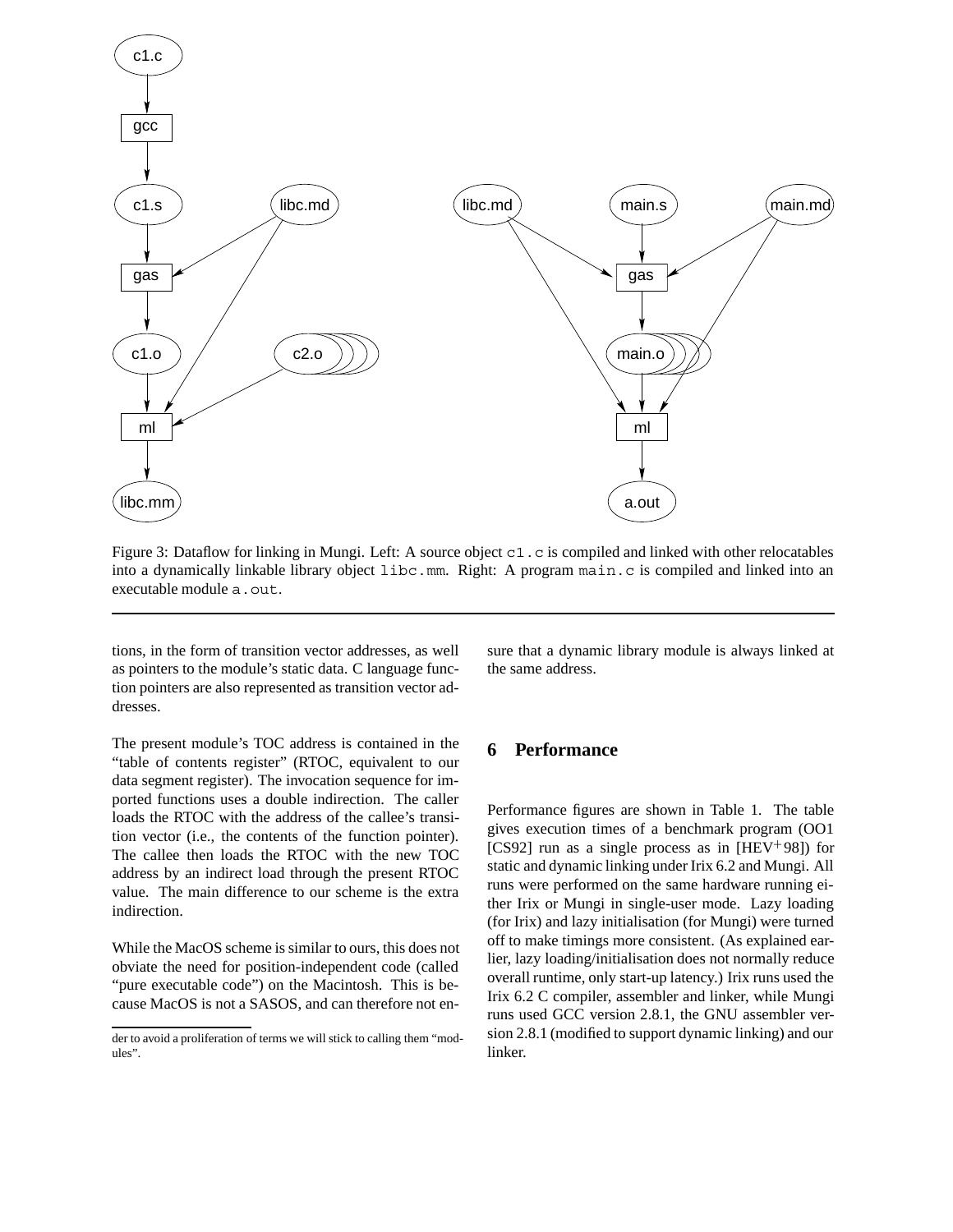Figure 3: Dataflow for linking in Mungi. Left: A source object `c1.c` is compiled and linked with other relocatables into a dynamically linkable library object `libc.mm`. Right: A program `main.c` is compiled and linked into an executable module `a.out`.

tions, in the form of transition vector addresses, as well as pointers to the module's static data. C language function pointers are also represented as transition vector addresses.

The present module's TOC address is contained in the "table of contents register" (RTOC, equivalent to our data segment register). The invocation sequence for imported functions uses a double indirection. The caller loads the RTOC with the address of the callee's transition vector (i.e., the contents of the function pointer). The callee then loads the RTOC with the new TOC address by an indirect load through the present RTOC value. The main difference to our scheme is the extra indirection.

While the MacOS scheme is similar to ours, this does not obviate the need for position-independent code (called "pure executable code") on the Macintosh. This is because MacOS is not a SASOS, and can therefore not ensure that a dynamic library module is always linked at the same address.

der to avoid a proliferation of terms we will stick to calling them "modules".

## 6 Performance

Performance figures are shown in Table 1. The table gives execution times of a benchmark program (OO1 [CS92] run as a single process as in [HEV⁺98]) for static and dynamic linking under Irix 6.2 and Mungi. All runs were performed on the same hardware running either Irix or Mungi in single-user mode. Lazy loading (for Irix) and lazy initialisation (for Mungi) were turned off to make timings more consistent. (As explained earlier, lazy loading/initialisation does not normally reduce overall runtime, only start-up latency.) Irix runs used the Irix 6.2 C compiler, assembler and linker, while Mungi runs used GCC version 2.8.1, the GNU assembler version 2.8.1 (modified to support dynamic linking) and our linker.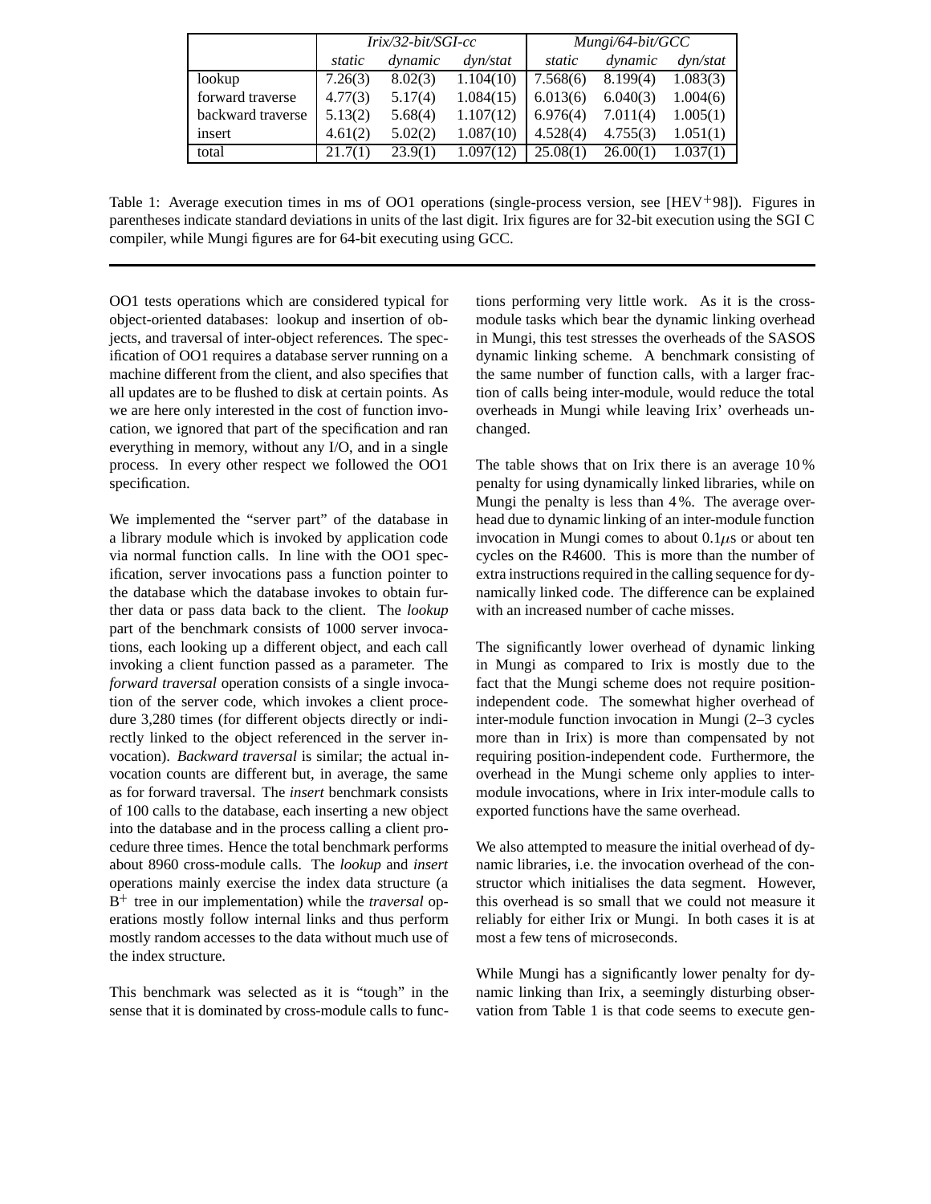| | *Irix/32-bit/SGI-cc* | | | *Mungi/64-bit/GCC* | | |
|---|---|---|---|---|---|---|
| | *static* | *dynamic* | *dyn/stat* | *static* | *dynamic* | *dyn/stat* |
| lookup | 7.26(3) | 8.02(3) | 1.104(10) | 7.568(6) | 8.199(4) | 1.083(3) |
| forward traverse | 4.77(3) | 5.17(4) | 1.084(15) | 6.013(6) | 6.040(3) | 1.004(6) |
| backward traverse | 5.13(2) | 5.68(4) | 1.107(12) | 6.976(4) | 7.011(4) | 1.005(1) |
| insert | 4.61(2) | 5.02(2) | 1.087(10) | 4.528(4) | 4.755(3) | 1.051(1) |
| total | 21.7(1) | 23.9(1) | 1.097(12) | 25.08(1) | 26.00(1) | 1.037(1) |

Table 1: Average execution times in ms of OO1 operations (single-process version, see [HEV+98]). Figures in parentheses indicate standard deviations in units of the last digit. Irix figures are for 32-bit execution using the SGI C compiler, while Mungi figures are for 64-bit executing using GCC.

---

OO1 tests operations which are considered typical for object-oriented databases: lookup and insertion of objects, and traversal of inter-object references. The specification of OO1 requires a database server running on a machine different from the client, and also specifies that all updates are to be flushed to disk at certain points. As we are here only interested in the cost of function invocation, we ignored that part of the specification and ran everything in memory, without any I/O, and in a single process. In every other respect we followed the OO1 specification.

We implemented the "server part" of the database in a library module which is invoked by application code via normal function calls. In line with the OO1 specification, server invocations pass a function pointer to the database which the database invokes to obtain further data or pass data back to the client. The *lookup* part of the benchmark consists of 1000 server invocations, each looking up a different object, and each call invoking a client function passed as a parameter. The *forward traversal* operation consists of a single invocation of the server code, which invokes a client procedure 3,280 times (for different objects directly or indirectly linked to the object referenced in the server invocation). *Backward traversal* is similar; the actual invocation counts are different but, in average, the same as for forward traversal. The *insert* benchmark consists of 100 calls to the database, each inserting a new object into the database and in the process calling a client procedure three times. Hence the total benchmark performs about 8960 cross-module calls. The *lookup* and *insert* operations mainly exercise the index data structure (a $B^+$ tree in our implementation) while the *traversal* operations mostly follow internal links and thus perform mostly random accesses to the data without much use of the index structure.

This benchmark was selected as it is "tough" in the sense that it is dominated by cross-module calls to functions performing very little work. As it is the cross-module tasks which bear the dynamic linking overhead in Mungi, this test stresses the overheads of the SASOS dynamic linking scheme. A benchmark consisting of the same number of function calls, with a larger fraction of calls being inter-module, would reduce the total overheads in Mungi while leaving Irix' overheads unchanged.

The table shows that on Irix there is an average 10 % penalty for using dynamically linked libraries, while on Mungi the penalty is less than 4 %. The average overhead due to dynamic linking of an inter-module function invocation in Mungi comes to about 0.1$\mu$s or about ten cycles on the R4600. This is more than the number of extra instructions required in the calling sequence for dynamically linked code. The difference can be explained with an increased number of cache misses.

The significantly lower overhead of dynamic linking in Mungi as compared to Irix is mostly due to the fact that the Mungi scheme does not require position-independent code. The somewhat higher overhead of inter-module function invocation in Mungi (2–3 cycles more than in Irix) is more than compensated by not requiring position-independent code. Furthermore, the overhead in the Mungi scheme only applies to inter-module invocations, where in Irix inter-module calls to exported functions have the same overhead.

We also attempted to measure the initial overhead of dynamic libraries, i.e. the invocation overhead of the constructor which initialises the data segment. However, this overhead is so small that we could not measure it reliably for either Irix or Mungi. In both cases it is at most a few tens of microseconds.

While Mungi has a significantly lower penalty for dynamic linking than Irix, a seemingly disturbing observation from Table 1 is that code seems to execute gen-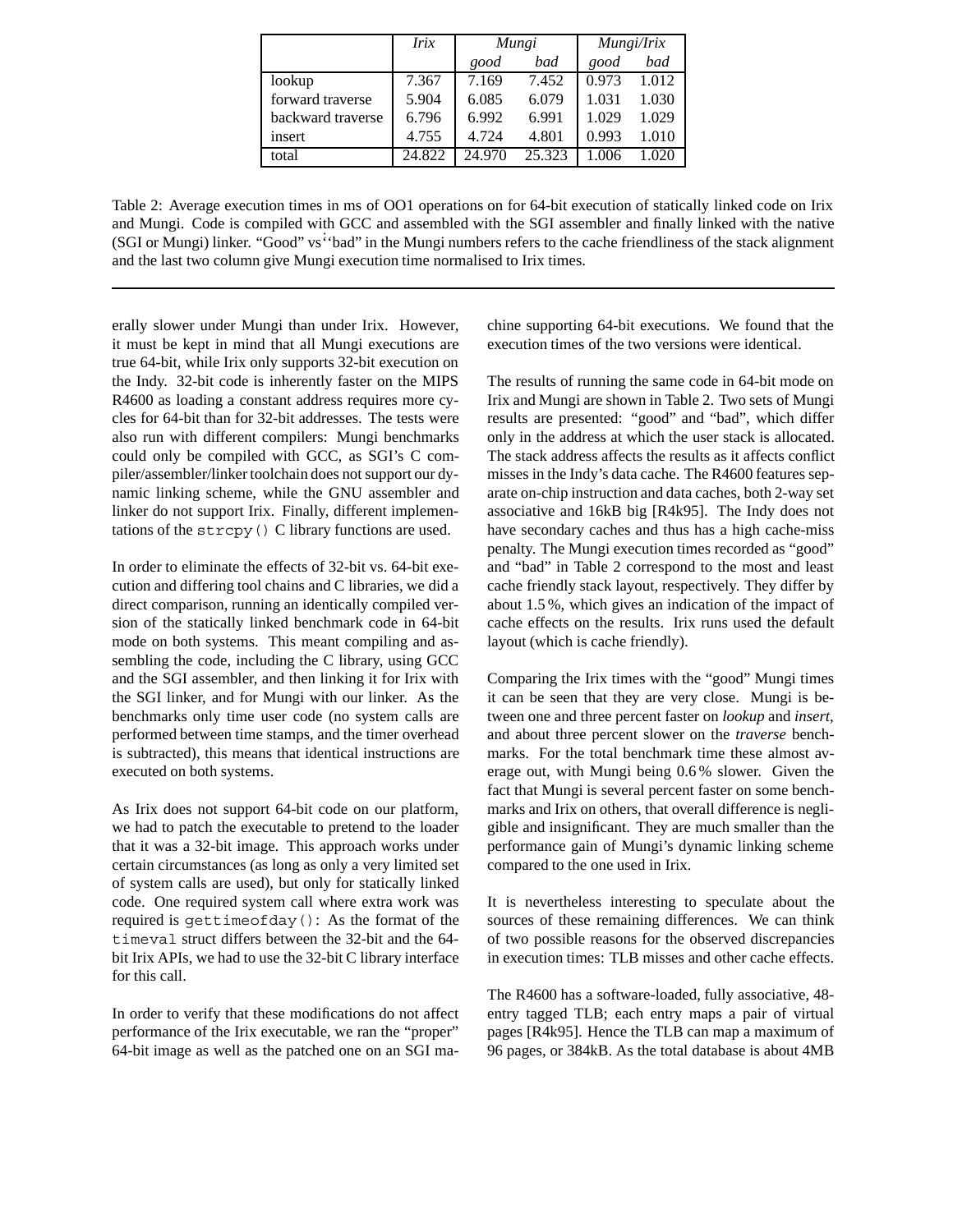| | *Irix* | *Mungi* | | *Mungi/Irix* | |
|---|---|---|---|---|---|
| | | *good* | *bad* | *good* | *bad* |
| lookup | 7.367 | 7.169 | 7.452 | 0.973 | 1.012 |
| forward traverse | 5.904 | 6.085 | 6.079 | 1.031 | 1.030 |
| backward traverse | 6.796 | 6.992 | 6.991 | 1.029 | 1.029 |
| insert | 4.755 | 4.724 | 4.801 | 0.993 | 1.010 |
| total | 24.822 | 24.970 | 25.323 | 1.006 | 1.020 |

Table 2: Average execution times in ms of OO1 operations on for 64-bit execution of statically linked code on Irix and Mungi. Code is compiled with GCC and assembled with the SGI assembler and finally linked with the native (SGI or Mungi) linker. "Good" vs "bad" in the Mungi numbers refers to the cache friendliness of the stack alignment and the last two column give Mungi execution time normalised to Irix times.

erally slower under Mungi than under Irix. However, it must be kept in mind that all Mungi executions are true 64-bit, while Irix only supports 32-bit execution on the Indy. 32-bit code is inherently faster on the MIPS R4600 as loading a constant address requires more cycles for 64-bit than for 32-bit addresses. The tests were also run with different compilers: Mungi benchmarks could only be compiled with GCC, as SGI's C compiler/assembler/linker toolchain does not support our dynamic linking scheme, while the GNU assembler and linker do not support Irix. Finally, different implementations of the `strcpy()` C library functions are used.

In order to eliminate the effects of 32-bit vs. 64-bit execution and differing tool chains and C libraries, we did a direct comparison, running an identically compiled version of the statically linked benchmark code in 64-bit mode on both systems. This meant compiling and assembling the code, including the C library, using GCC and the SGI assembler, and then linking it for Irix with the SGI linker, and for Mungi with our linker. As the benchmarks only time user code (no system calls are performed between time stamps, and the timer overhead is subtracted), this means that identical instructions are executed on both systems.

As Irix does not support 64-bit code on our platform, we had to patch the executable to pretend to the loader that it was a 32-bit image. This approach works under certain circumstances (as long as only a very limited set of system calls are used), but only for statically linked code. One required system call where extra work was required is `gettimeofday()`: As the format of the `timeval` struct differs between the 32-bit and the 64-bit Irix APIs, we had to use the 32-bit C library interface for this call.

In order to verify that these modifications do not affect performance of the Irix executable, we ran the "proper" 64-bit image as well as the patched one on an SGI machine supporting 64-bit executions. We found that the execution times of the two versions were identical.

The results of running the same code in 64-bit mode on Irix and Mungi are shown in Table 2. Two sets of Mungi results are presented: "good" and "bad", which differ only in the address at which the user stack is allocated. The stack address affects the results as it affects conflict misses in the Indy's data cache. The R4600 features separate on-chip instruction and data caches, both 2-way set associative and 16kB big [R4k95]. The Indy does not have secondary caches and thus has a high cache-miss penalty. The Mungi execution times recorded as "good" and "bad" in Table 2 correspond to the most and least cache friendly stack layout, respectively. They differ by about 1.5 %, which gives an indication of the impact of cache effects on the results. Irix runs used the default layout (which is cache friendly).

Comparing the Irix times with the "good" Mungi times it can be seen that they are very close. Mungi is between one and three percent faster on *lookup* and *insert*, and about three percent slower on the *traverse* benchmarks. For the total benchmark time these almost average out, with Mungi being 0.6 % slower. Given the fact that Mungi is several percent faster on some benchmarks and Irix on others, that overall difference is negligible and insignificant. They are much smaller than the performance gain of Mungi's dynamic linking scheme compared to the one used in Irix.

It is nevertheless interesting to speculate about the sources of these remaining differences. We can think of two possible reasons for the observed discrepancies in execution times: TLB misses and other cache effects.

The R4600 has a software-loaded, fully associative, 48-entry tagged TLB; each entry maps a pair of virtual pages [R4k95]. Hence the TLB can map a maximum of 96 pages, or 384kB. As the total database is about 4MB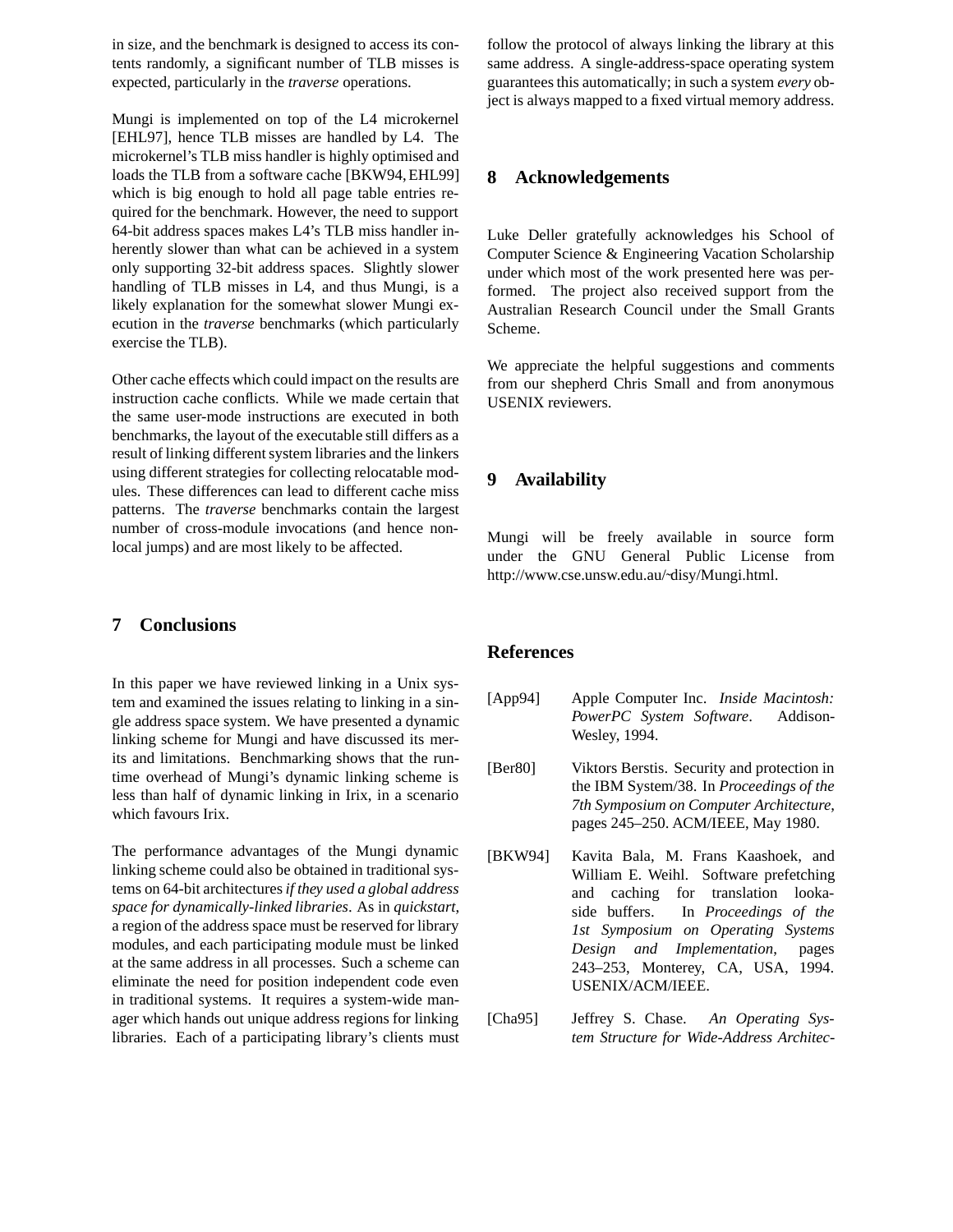in size, and the benchmark is designed to access its contents randomly, a significant number of TLB misses is expected, particularly in the *traverse* operations.

Mungi is implemented on top of the L4 microkernel [EHL97], hence TLB misses are handled by L4. The microkernel's TLB miss handler is highly optimised and loads the TLB from a software cache [BKW94, EHL99] which is big enough to hold all page table entries required for the benchmark. However, the need to support 64-bit address spaces makes L4's TLB miss handler inherently slower than what can be achieved in a system only supporting 32-bit address spaces. Slightly slower handling of TLB misses in L4, and thus Mungi, is a likely explanation for the somewhat slower Mungi execution in the *traverse* benchmarks (which particularly exercise the TLB).

Other cache effects which could impact on the results are instruction cache conflicts. While we made certain that the same user-mode instructions are executed in both benchmarks, the layout of the executable still differs as a result of linking different system libraries and the linkers using different strategies for collecting relocatable modules. These differences can lead to different cache miss patterns. The *traverse* benchmarks contain the largest number of cross-module invocations (and hence nonlocal jumps) and are most likely to be affected.

## 7 Conclusions

In this paper we have reviewed linking in a Unix system and examined the issues relating to linking in a single address space system. We have presented a dynamic linking scheme for Mungi and have discussed its merits and limitations. Benchmarking shows that the runtime overhead of Mungi's dynamic linking scheme is less than half of dynamic linking in Irix, in a scenario which favours Irix.

The performance advantages of the Mungi dynamic linking scheme could also be obtained in traditional systems on 64-bit architectures *if they used a global address space for dynamically-linked libraries*. As in *quickstart*, a region of the address space must be reserved for library modules, and each participating module must be linked at the same address in all processes. Such a scheme can eliminate the need for position independent code even in traditional systems. It requires a system-wide manager which hands out unique address regions for linking libraries. Each of a participating library's clients must follow the protocol of always linking the library at this same address. A single-address-space operating system guarantees this automatically; in such a system *every* object is always mapped to a fixed virtual memory address.

## 8 Acknowledgements

Luke Deller gratefully acknowledges his School of Computer Science & Engineering Vacation Scholarship under which most of the work presented here was performed. The project also received support from the Australian Research Council under the Small Grants Scheme.

We appreciate the helpful suggestions and comments from our shepherd Chris Small and from anonymous USENIX reviewers.

## 9 Availability

Mungi will be freely available in source form under the GNU General Public License from http://www.cse.unsw.edu.au/~disy/Mungi.html.

## References

[App94] Apple Computer Inc. *Inside Macintosh: PowerPC System Software*. Addison-Wesley, 1994.

[Ber80] Viktors Berstis. Security and protection in the IBM System/38. In *Proceedings of the 7th Symposium on Computer Architecture*, pages 245–250. ACM/IEEE, May 1980.

[BKW94] Kavita Bala, M. Frans Kaashoek, and William E. Weihl. Software prefetching and caching for translation lookaside buffers. In *Proceedings of the 1st Symposium on Operating Systems Design and Implementation*, pages 243–253, Monterey, CA, USA, 1994. USENIX/ACM/IEEE.

[Cha95] Jeffrey S. Chase. *An Operating System Structure for Wide-Address Architec-*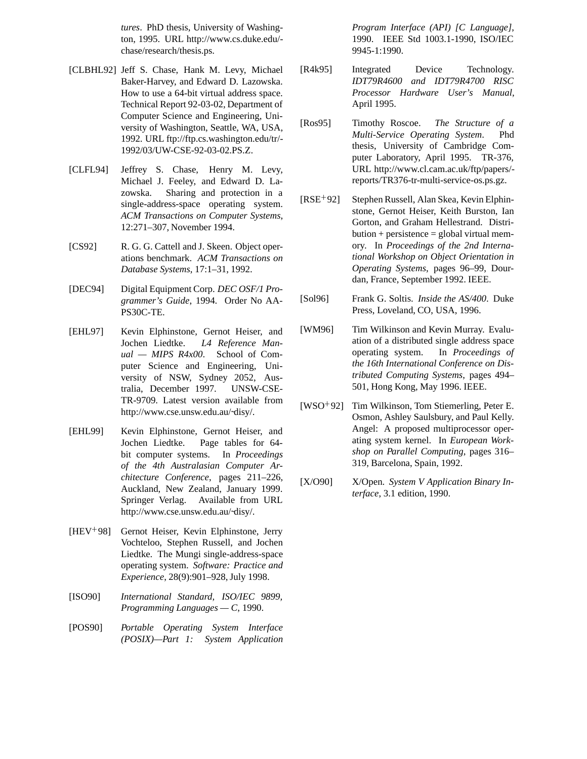*tures*. PhD thesis, University of Washington, 1995. URL http://www.cs.duke.edu/-chase/research/thesis.ps.

[CLBHL92] Jeff S. Chase, Hank M. Levy, Michael Baker-Harvey, and Edward D. Lazowska. How to use a 64-bit virtual address space. Technical Report 92-03-02, Department of Computer Science and Engineering, University of Washington, Seattle, WA, USA, 1992. URL ftp://ftp.cs.washington.edu/tr/-1992/03/UW-CSE-92-03-02.PS.Z.

[CLFL94] Jeffrey S. Chase, Henry M. Levy, Michael J. Feeley, and Edward D. Lazowska. Sharing and protection in a single-address-space operating system. *ACM Transactions on Computer Systems*, 12:271–307, November 1994.

[CS92] R. G. G. Cattell and J. Skeen. Object operations benchmark. *ACM Transactions on Database Systems*, 17:1–31, 1992.

[DEC94] Digital Equipment Corp. *DEC OSF/1 Programmer's Guide*, 1994. Order No AA-PS30C-TE.

[EHL97] Kevin Elphinstone, Gernot Heiser, and Jochen Liedtke. *L4 Reference Manual — MIPS R4x00*. School of Computer Science and Engineering, University of NSW, Sydney 2052, Australia, December 1997. UNSW-CSE-TR-9709. Latest version available from http://www.cse.unsw.edu.au/~disy/.

[EHL99] Kevin Elphinstone, Gernot Heiser, and Jochen Liedtke. Page tables for 64-bit computer systems. In *Proceedings of the 4th Australasian Computer Architecture Conference*, pages 211–226, Auckland, New Zealand, January 1999. Springer Verlag. Available from URL http://www.cse.unsw.edu.au/~disy/.

[HEV+98] Gernot Heiser, Kevin Elphinstone, Jerry Vochteloo, Stephen Russell, and Jochen Liedtke. The Mungi single-address-space operating system. *Software: Practice and Experience*, 28(9):901–928, July 1998.

[ISO90] *International Standard, ISO/IEC 9899, Programming Languages — C*, 1990.

[POS90] *Portable Operating System Interface (POSIX)—Part 1: System Application Program Interface (API) [C Language]*, 1990. IEEE Std 1003.1-1990, ISO/IEC 9945-1:1990.

[R4k95] Integrated Device Technology. *IDT79R4600 and IDT79R4700 RISC Processor Hardware User's Manual*, April 1995.

[Ros95] Timothy Roscoe. *The Structure of a Multi-Service Operating System*. Phd thesis, University of Cambridge Computer Laboratory, April 1995. TR-376, URL http://www.cl.cam.ac.uk/ftp/papers/-reports/TR376-tr-multi-service-os.ps.gz.

[RSE+92] Stephen Russell, Alan Skea, Kevin Elphinstone, Gernot Heiser, Keith Burston, Ian Gorton, and Graham Hellestrand. Distribution + persistence = global virtual memory. In *Proceedings of the 2nd International Workshop on Object Orientation in Operating Systems*, pages 96–99, Dourdan, France, September 1992. IEEE.

[Sol96] Frank G. Soltis. *Inside the AS/400*. Duke Press, Loveland, CO, USA, 1996.

[WM96] Tim Wilkinson and Kevin Murray. Evaluation of a distributed single address space operating system. In *Proceedings of the 16th International Conference on Distributed Computing Systems*, pages 494–501, Hong Kong, May 1996. IEEE.

[WSO+92] Tim Wilkinson, Tom Stiemerling, Peter E. Osmon, Ashley Saulsbury, and Paul Kelly. Angel: A proposed multiprocessor operating system kernel. In *European Workshop on Parallel Computing*, pages 316–319, Barcelona, Spain, 1992.

[X/O90] X/Open. *System V Application Binary Interface*, 3.1 edition, 1990.